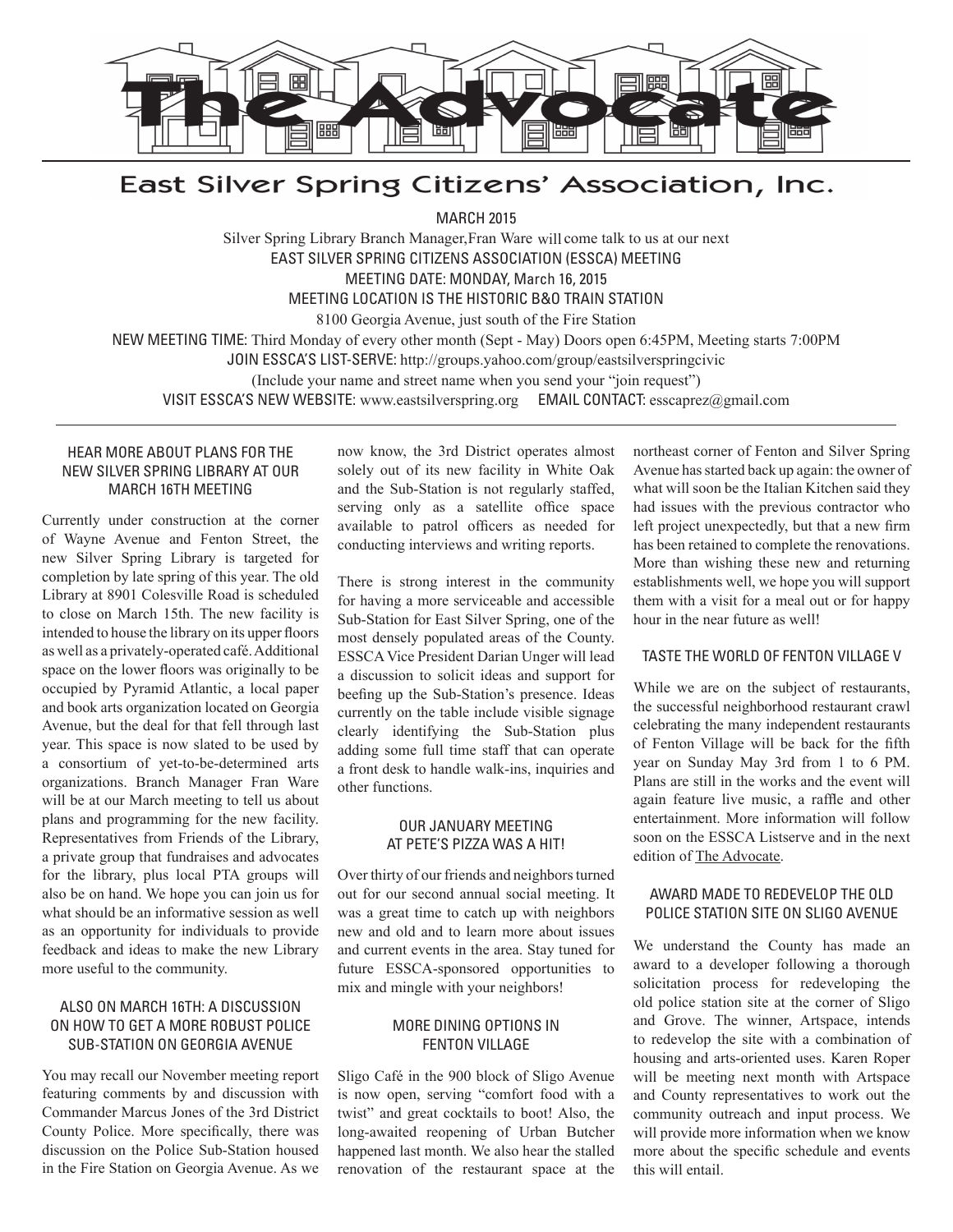# The Advocate

## East Silver Spring Citizens' Association, Inc.

MARCH 2015

Silver Spring Library Branch Manager,Fran Ware will come talk to us at our next

EAST SILVER SPRING CITIZENS ASSOCIATION (ESSCA) MEETING

MEETING DATE: MONDAY, March 16, 2015

MEETING LOCATION IS THE HISTORIC B&O TRAIN STATION

8100 Georgia Avenue, just south of the Fire Station

NEW MEETING TIME: Third Monday of every other month (Sept - May) Doors open 6:45PM, Meeting starts 7:00PM

JOIN ESSCA'S LIST-SERVE: http://groups.yahoo.com/group/eastsilverspringcivic

(Include your name and street name when you send your "join request")

VISIT ESSCA'S NEW WEBSITE: www.eastsilverspring.org EMAIL CONTACT: esscaprez@gmail.com

---

### HEAR MORE ABOUT PLANS FOR THE NEW SILVER SPRING LIBRARY AT OUR MARCH 16TH MEETING

Currently under construction at the corner of Wayne Avenue and Fenton Street, the new Silver Spring Library is targeted for completion by late spring of this year. The old Library at 8901 Colesville Road is scheduled to close on March 15th. The new facility is intended to house the library on its upper floors as well as a privately-operated café. Additional space on the lower floors was originally to be occupied by Pyramid Atlantic, a local paper and book arts organization located on Georgia Avenue, but the deal for that fell through last year. This space is now slated to be used by a consortium of yet-to-be-determined arts organizations. Branch Manager Fran Ware will be at our March meeting to tell us about plans and programming for the new facility. Representatives from Friends of the Library, a private group that fundraises and advocates for the library, plus local PTA groups will also be on hand. We hope you can join us for what should be an informative session as well as an opportunity for individuals to provide feedback and ideas to make the new Library more useful to the community.

### ALSO ON MARCH 16TH: A DISCUSSION ON HOW TO GET A MORE ROBUST POLICE SUB-STATION ON GEORGIA AVENUE

You may recall our November meeting report featuring comments by and discussion with Commander Marcus Jones of the 3rd District County Police. More specifically, there was discussion on the Police Sub-Station housed in the Fire Station on Georgia Avenue. As we now know, the 3rd District operates almost solely out of its new facility in White Oak and the Sub-Station is not regularly staffed, serving only as a satellite office space available to patrol officers as needed for conducting interviews and writing reports.

There is strong interest in the community for having a more serviceable and accessible Sub-Station for East Silver Spring, one of the most densely populated areas of the County. ESSCA Vice President Darian Unger will lead a discussion to solicit ideas and support for beefing up the Sub-Station's presence. Ideas currently on the table include visible signage clearly identifying the Sub-Station plus adding some full time staff that can operate a front desk to handle walk-ins, inquiries and other functions.

### OUR JANUARY MEETING AT PETE'S PIZZA WAS A HIT!

Over thirty of our friends and neighbors turned out for our second annual social meeting. It was a great time to catch up with neighbors new and old and to learn more about issues and current events in the area. Stay tuned for future ESSCA-sponsored opportunities to mix and mingle with your neighbors!

### MORE DINING OPTIONS IN FENTON VILLAGE

Sligo Café in the 900 block of Sligo Avenue is now open, serving "comfort food with a twist" and great cocktails to boot! Also, the long-awaited reopening of Urban Butcher happened last month. We also hear the stalled renovation of the restaurant space at the northeast corner of Fenton and Silver Spring Avenue has started back up again: the owner of what will soon be the Italian Kitchen said they had issues with the previous contractor who left project unexpectedly, but that a new firm has been retained to complete the renovations. More than wishing these new and returning establishments well, we hope you will support them with a visit for a meal out or for happy hour in the near future as well!

### TASTE THE WORLD OF FENTON VILLAGE V

While we are on the subject of restaurants, the successful neighborhood restaurant crawl celebrating the many independent restaurants of Fenton Village will be back for the fifth year on Sunday May 3rd from 1 to 6 PM. Plans are still in the works and the event will again feature live music, a raffle and other entertainment. More information will follow soon on the ESSCA Listserve and in the next edition of The Advocate.

### AWARD MADE TO REDEVELOP THE OLD POLICE STATION SITE ON SLIGO AVENUE

We understand the County has made an award to a developer following a thorough solicitation process for redeveloping the old police station site at the corner of Sligo and Grove. The winner, Artspace, intends to redevelop the site with a combination of housing and arts-oriented uses. Karen Roper will be meeting next month with Artspace and County representatives to work out the community outreach and input process. We will provide more information when we know more about the specific schedule and events this will entail.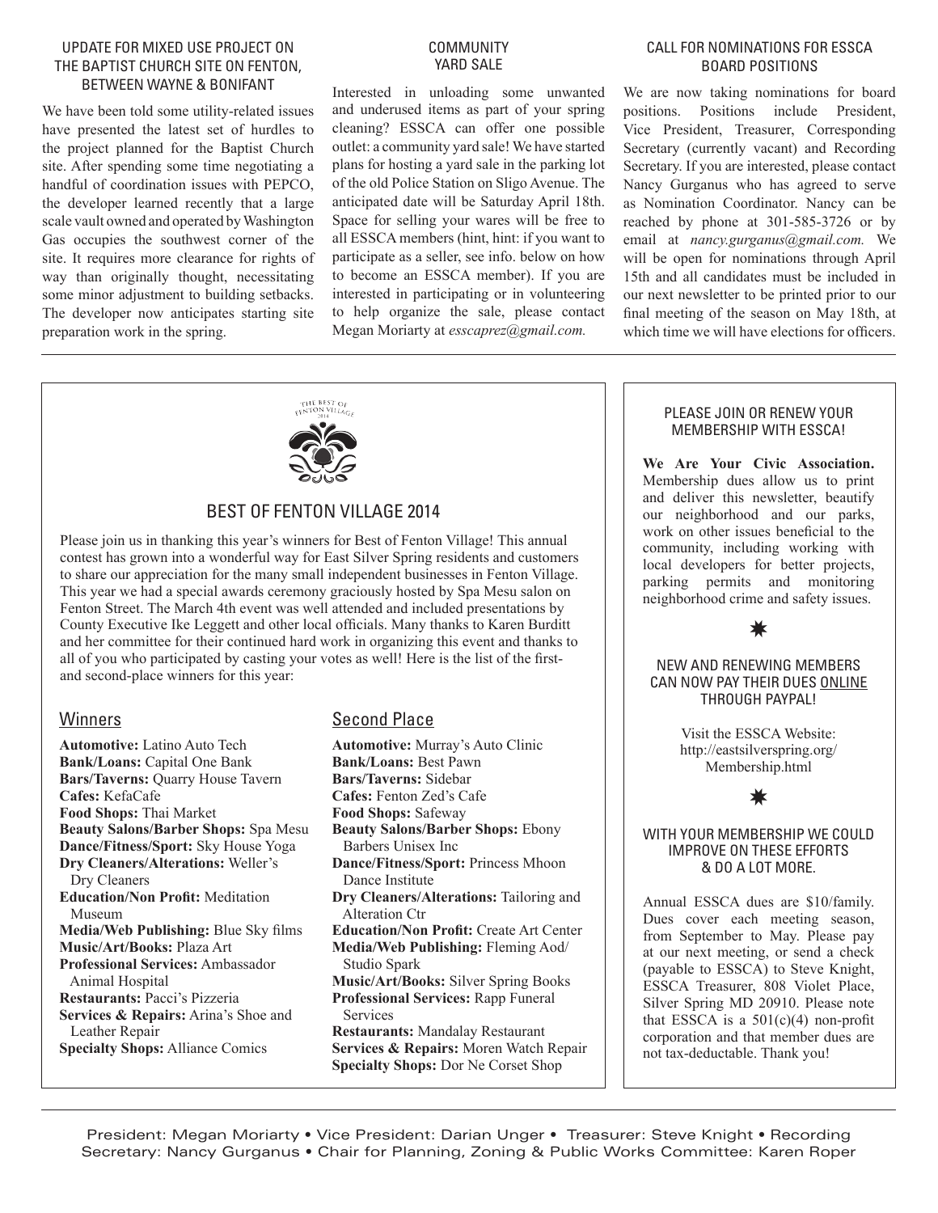## UPDATE FOR MIXED USE PROJECT ON THE BAPTIST CHURCH SITE ON FENTON, BETWEEN WAYNE & BONIFANT

We have been told some utility-related issues have presented the latest set of hurdles to the project planned for the Baptist Church site. After spending some time negotiating a handful of coordination issues with PEPCO, the developer learned recently that a large scale vault owned and operated by Washington Gas occupies the southwest corner of the site. It requires more clearance for rights of way than originally thought, necessitating some minor adjustment to building setbacks. The developer now anticipates starting site preparation work in the spring.

## COMMUNITY YARD SALE

Interested in unloading some unwanted and underused items as part of your spring cleaning? ESSCA can offer one possible outlet: a community yard sale! We have started plans for hosting a yard sale in the parking lot of the old Police Station on Sligo Avenue. The anticipated date will be Saturday April 18th. Space for selling your wares will be free to all ESSCA members (hint, hint: if you want to participate as a seller, see info. below on how to become an ESSCA member). If you are interested in participating or in volunteering to help organize the sale, please contact Megan Moriarty at *esscaprez@gmail.com.*

## CALL FOR NOMINATIONS FOR ESSCA BOARD POSITIONS

We are now taking nominations for board positions. Positions include President, Vice President, Treasurer, Corresponding Secretary (currently vacant) and Recording Secretary. If you are interested, please contact Nancy Gurganus who has agreed to serve as Nomination Coordinator. Nancy can be reached by phone at 301-585-3726 or by email at *nancy.gurganus@gmail.com.* We will be open for nominations through April 15th and all candidates must be included in our next newsletter to be printed prior to our final meeting of the season on May 18th, at which time we will have elections for officers.

THE BEST OF FENTON VILLAGE 2014

## BEST OF FENTON VILLAGE 2014

Please join us in thanking this year's winners for Best of Fenton Village! This annual contest has grown into a wonderful way for East Silver Spring residents and customers to share our appreciation for the many small independent businesses in Fenton Village. This year we had a special awards ceremony graciously hosted by Spa Mesu salon on Fenton Street. The March 4th event was well attended and included presentations by County Executive Ike Leggett and other local officials. Many thanks to Karen Burditt and her committee for their continued hard work in organizing this event and thanks to all of you who participated by casting your votes as well! Here is the list of the first- and second-place winners for this year:

### Winners

**Automotive:** Latino Auto Tech
**Bank/Loans:** Capital One Bank
**Bars/Taverns:** Quarry House Tavern
**Cafes:** KefaCafe
**Food Shops:** Thai Market
**Beauty Salons/Barber Shops:** Spa Mesu
**Dance/Fitness/Sport:** Sky House Yoga
**Dry Cleaners/Alterations:** Weller's Dry Cleaners
**Education/Non Profit:** Meditation Museum
**Media/Web Publishing:** Blue Sky films
**Music/Art/Books:** Plaza Art
**Professional Services:** Ambassador Animal Hospital
**Restaurants:** Pacci's Pizzeria
**Services & Repairs:** Arina's Shoe and Leather Repair
**Specialty Shops:** Alliance Comics

### Second Place

**Automotive:** Murray's Auto Clinic
**Bank/Loans:** Best Pawn
**Bars/Taverns:** Sidebar
**Cafes:** Fenton Zed's Cafe
**Food Shops:** Safeway
**Beauty Salons/Barber Shops:** Ebony Barbers Unisex Inc
**Dance/Fitness/Sport:** Princess Mhoon Dance Institute
**Dry Cleaners/Alterations:** Tailoring and Alteration Ctr
**Education/Non Profit:** Create Art Center
**Media/Web Publishing:** Fleming Aod/ Studio Spark
**Music/Art/Books:** Silver Spring Books
**Professional Services:** Rapp Funeral Services
**Restaurants:** Mandalay Restaurant
**Services & Repairs:** Moren Watch Repair
**Specialty Shops:** Dor Ne Corset Shop

## PLEASE JOIN OR RENEW YOUR MEMBERSHIP WITH ESSCA!

**We Are Your Civic Association.** Membership dues allow us to print and deliver this newsletter, beautify our neighborhood and our parks, work on other issues beneficial to the community, including working with local developers for better projects, parking permits and monitoring neighborhood crime and safety issues.

NEW AND RENEWING MEMBERS CAN NOW PAY THEIR DUES ONLINE THROUGH PAYPAL!

Visit the ESSCA Website: http://eastsilverspring.org/Membership.html

WITH YOUR MEMBERSHIP WE COULD IMPROVE ON THESE EFFORTS & DO A LOT MORE.

Annual ESSCA dues are $10/family. Dues cover each meeting season, from September to May. Please pay at our next meeting, or send a check (payable to ESSCA) to Steve Knight, ESSCA Treasurer, 808 Violet Place, Silver Spring MD 20910. Please note that ESSCA is a 501(c)(4) non-profit corporation and that member dues are not tax-deductable. Thank you!

President: Megan Moriarty • Vice President: Darian Unger • Treasurer: Steve Knight • Recording Secretary: Nancy Gurganus • Chair for Planning, Zoning & Public Works Committee: Karen Roper